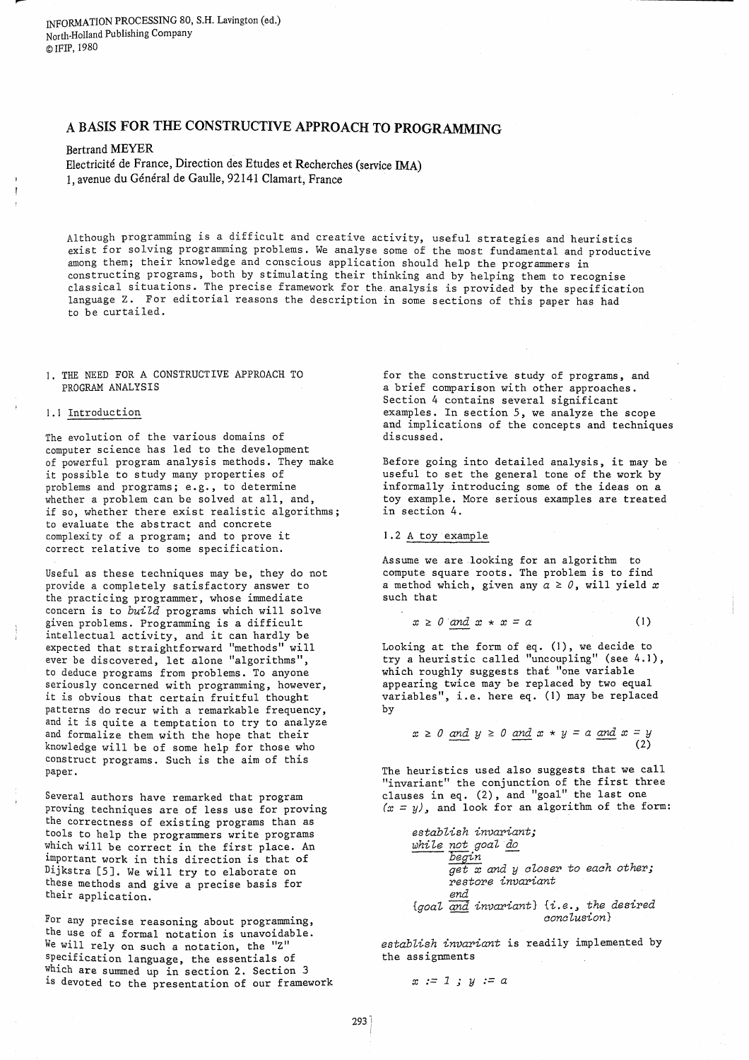INFORMATION PROCESSING 80, S.H. Lavington (ed.)
North-Holland Publishing Company
© IFIP, 1980

# A BASIS FOR THE CONSTRUCTIVE APPROACH TO PROGRAMMING

Bertrand MEYER
Electricité de France, Direction des Etudes et Recherches (service IMA)
1, avenue du Général de Gaulle, 92141 Clamart, France

Although programming is a difficult and creative activity, useful strategies and heuristics exist for solving programming problems. We analyse some of the most fundamental and productive among them; their knowledge and conscious application should help the programmers in constructing programs, both by stimulating their thinking and by helping them to recognise classical situations. The precise framework for the analysis is provided by the specification language Z. For editorial reasons the description in some sections of this paper has had to be curtailed.

## 1. THE NEED FOR A CONSTRUCTIVE APPROACH TO PROGRAM ANALYSIS

### 1.1 Introduction

The evolution of the various domains of computer science has led to the development of powerful program analysis methods. They make it possible to study many properties of problems and programs; e.g., to determine whether a problem can be solved at all, and, if so, whether there exist realistic algorithms; to evaluate the abstract and concrete complexity of a program; and to prove it correct relative to some specification.

Useful as these techniques may be, they do not provide a completely satisfactory answer to the practicing programmer, whose immediate concern is to *build* programs which will solve given problems. Programming is a difficult intellectual activity, and it can hardly be expected that straightforward "methods" will ever be discovered, let alone "algorithms", to deduce programs from problems. To anyone seriously concerned with programming, however, it is obvious that certain fruitful thought patterns do recur with a remarkable frequency, and it is quite a temptation to try to analyze and formalize them with the hope that their knowledge will be of some help for those who construct programs. Such is the aim of this paper.

Several authors have remarked that program proving techniques are of less use for proving the correctness of existing programs than as tools to help the programmers write programs which will be correct in the first place. An important work in this direction is that of Dijkstra [5]. We will try to elaborate on these methods and give a precise basis for their application.

For any precise reasoning about programming, the use of a formal notation is unavoidable. We will rely on such a notation, the "Z" specification language, the essentials of which are summed up in section 2. Section 3 is devoted to the presentation of our framework for the constructive study of programs, and a brief comparison with other approaches. Section 4 contains several significant examples. In section 5, we analyze the scope and implications of the concepts and techniques discussed.

Before going into detailed analysis, it may be useful to set the general tone of the work by informally introducing some of the ideas on a toy example. More serious examples are treated in section 4.

### 1.2 A toy example

Assume we are looking for an algorithm to compute square roots. The problem is to find a method which, given any $a \geq 0$, will yield $x$ such that

$$x \geq 0 \text{ and } x * x = a \qquad (1)$$

Looking at the form of eq. (1), we decide to try a heuristic called "uncoupling" (see 4.1), which roughly suggests that "one variable appearing twice may be replaced by two equal variables", i.e. here eq. (1) may be replaced by

$$x \geq 0 \text{ and } y \geq 0 \text{ and } x * y = a \text{ and } x = y \qquad (2)$$

The heuristics used also suggests that we call "invariant" the conjunction of the first three clauses in eq. (2), and "goal" the last one $(x = y)$, and look for an algorithm of the form:

```
establish invariant;
while not goal do
      begin
      get x and y closer to each other;
      restore invariant
      end
{goal and invariant} {i.e., the desired
                      conclusion}
```

*establish invariant* is readily implemented by the assignments

$$x := 1 \; ; \; y := a$$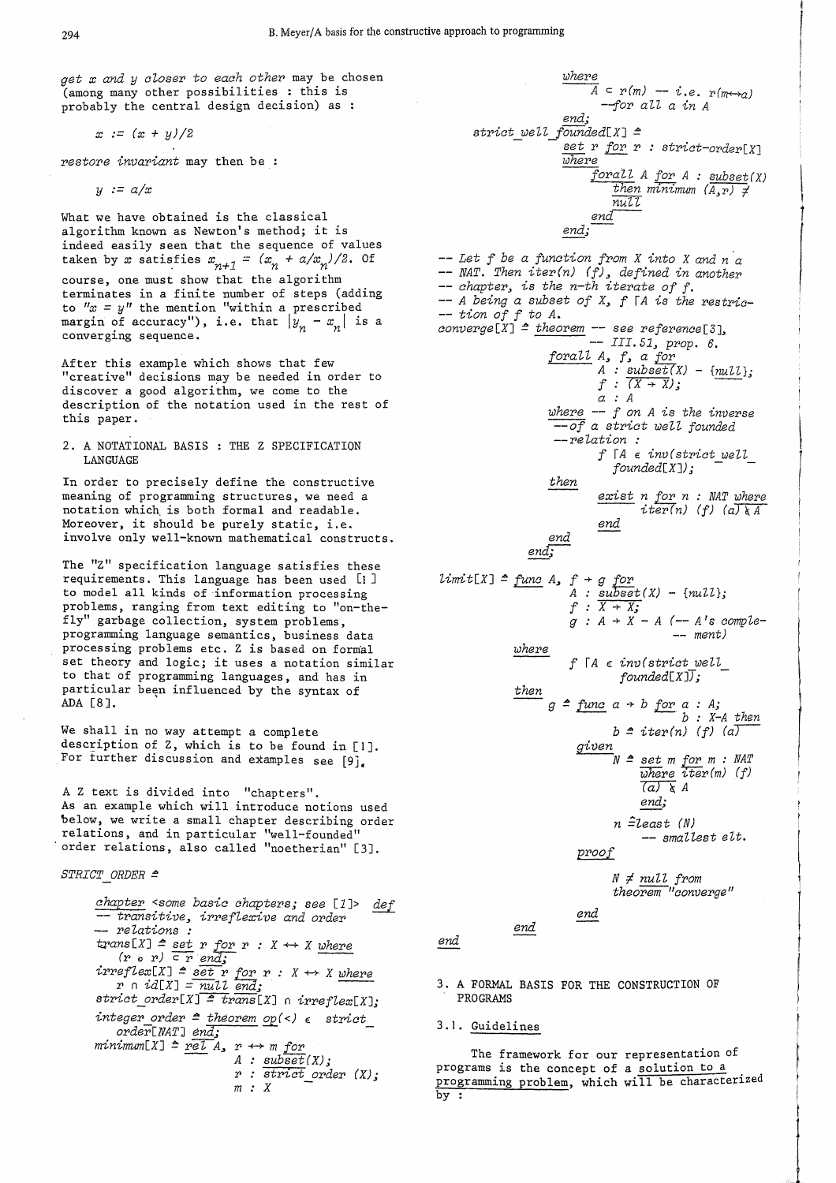*get x and y closer to each other* may be chosen (among many other possibilities : this is probably the central design decision) as :

$x := (x + y)/2$

*restore invariant* may then be :

$y := a/x$

What we have obtained is the classical algorithm known as Newton's method; it is indeed easily seen that the sequence of values taken by $x$ satisfies $x_{n+1} = (x_n + a/x_n)/2$. Of course, one must show that the algorithm terminates in a finite number of steps (adding to "$x = y$" the mention "within a prescribed margin of accuracy"), i.e. that $|y_n - x_n|$ is a converging sequence.

After this example which shows that few "creative" decisions may be needed in order to discover a good algorithm, we come to the description of the notation used in the rest of this paper.

## 2. A NOTATIONAL BASIS : THE Z SPECIFICATION LANGUAGE

In order to precisely define the constructive meaning of programming structures, we need a notation which is both formal and readable. Moreover, it should be purely static, i.e. involve only well-known mathematical constructs.

The "Z" specification language satisfies these requirements. This language has been used [1] to model all kinds of information processing problems, ranging from text editing to "on-the-fly" garbage collection, system problems, programming language semantics, business data processing problems etc. Z is based on formal set theory and logic; it uses a notation similar to that of programming languages, and has in particular been influenced by the syntax of ADA [8].

We shall in no way attempt a complete description of Z, which is to be found in [1]. For further discussion and examples see [9].

A Z text is divided into "chapters". As an example which will introduce notions used below, we write a small chapter describing order relations, and in particular "well-founded" order relations, also called "noetherian" [3].

```
STRICT_ORDER ≙

    chapter <some basic chapters; see [1]> def
    -- transitive, irreflexive and order
    -- relations :
    trans[X] ≙ set r for r : X ↔ X where
        (r ∘ r) ⊂ r end;
    irreflex[X] ≙ set r for r : X ↔ X where
        r ∩ id[X] = null end;
    strict_order[X] ≙ trans[X] ∩ irreflex[X];
    integer_order ≙ theorem op(<) ∈ strict_
        order[NAT] end;
    minimum[X] ≙ rel A, r ↔ m for
                    A : subset(X);
                    r : strict_order (X);
                    m : X
                 where
                    A ⊂ r(m) -- i.e. r(m↔a)
                       --for all a in A
                 end;
    strict_well_founded[X] ≙
        set r for r : strict-order[X]
        where
            forall A for A : subset(X)
               then minimum (A,r) ≠
               null
            end
        end;

-- Let f be a function from X into X and n a
-- NAT. Then iter(n) (f), defined in another
-- chapter, is the n-th iterate of f.
-- A being a subset of X, f ⌈A is the restric-
-- tion of f to A.
converge[X] ≙ theorem -- see reference[3],
                      -- III.51, prop. 6.
        forall A, f, a for
            A : subset(X) - {null};
            f : (X → X);
            a : A
        where -- f on A is the inverse
            --of a strict well founded
            --relation :
               f ⌈A ∈ inv(strict_well_
                  founded[X]);
        then
               exist n for n : NAT where
                  iter(n) (f) (a) ∉ A
               end
        end
    end;

limit[X] ≙ func A, f → g for
              A : subset(X) - {null};
              f : X → X;
              g : A → X - A (-- A's comple-
                               -- ment)
          where
              f ⌈A ∈ inv(strict_well_
                 founded[X]);
          then
              g ≙ func a → b for a : A;
                                  b : X-A then
                     b ≙ iter(n) (f) (a)
                  given
                     N ≙ set m for m : NAT
                        where iter(m) (f)
                        (a) ∉ A
                        end;
                     n ≙least (N)
                        -- smallest elt.
                  proof
                     N ≠ null from
                     theorem "converge"
                  end
          end
end
```

## 3. A FORMAL BASIS FOR THE CONSTRUCTION OF PROGRAMS

### 3.1. Guidelines

The framework for our representation of programs is the concept of a solution to a programming problem, which will be characterized by :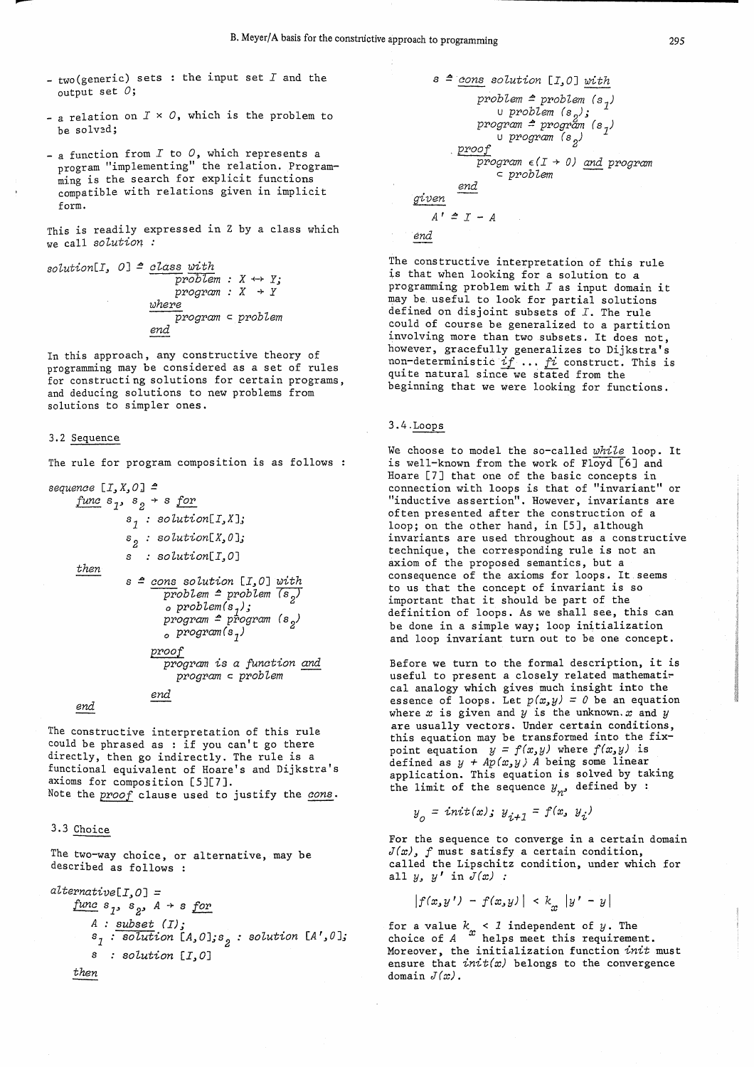- two (generic) sets : the input set $I$ and the output set $O$;
- a relation on $I \times O$, which is the problem to be solved;
- a function from $I$ to $O$, which represents a program "implementing" the relation. Programming is the search for explicit functions compatible with relations given in implicit form.

This is readily expressed in Z by a class which we call *solution* :

```
solution[I, O] ≙ class with
                    problem : X ↔ Y;
                    program : X ⇸ Y
                 where
                    program ⊂ problem
                 end
```

In this approach, any constructive theory of programming may be considered as a set of rules for constructing solutions for certain programs, and deducing solutions to new problems from solutions to simpler ones.

### 3.2 Sequence

The rule for program composition is as follows :

```
sequence [I,X,O] ≙
    func s1, s2 → s for
            s1 : solution[I,X];
            s2 : solution[X,O];
            s  : solution[I,O]
    then
            s ≙ cons solution [I,O] with
                problem ≙ problem (s2)
                  ∘ problem(s1);
                program ≙ program (s2)
                  ∘ program(s1)
                proof
                  program is a function and
                    program ⊂ problem
                end
    end
```

The constructive interpretation of this rule could be phrased as : if you can't go there directly, then go indirectly. The rule is a functional equivalent of Hoare's and Dijkstra's axioms for composition [5][7].
Note the *proof* clause used to justify the *cons*.

### 3.3 Choice

The two-way choice, or alternative, may be described as follows :

```
alternative[I,O] =
    func s1, s2, A → s for
        A : subset (I);
        s1 : solution [A,O];s2 : solution [A',O];
        s  : solution [I,O]
    then
        s ≙ cons solution [I,O] with
            problem ≙ problem (s1)
              ∪ problem (s2);
            program ≙ program (s1)
              ∪ program (s2)
            proof
              program ∈(I → O) and program
                ⊂ problem
            end
    given
        A' ≙ I - A
    end
```

The constructive interpretation of this rule is that when looking for a solution to a programming problem with $I$ as input domain it may be useful to look for partial solutions defined on disjoint subsets of $I$. The rule could of course be generalized to a partition involving more than two subsets. It does not, however, gracefully generalizes to Dijkstra's non-deterministic *if* ... *fi* construct. This is quite natural since we stated from the beginning that we were looking for functions.

### 3.4 Loops

We choose to model the so-called *while* loop. It is well-known from the work of Floyd [6] and Hoare [7] that one of the basic concepts in connection with loops is that of "invariant" or "inductive assertion". However, invariants are often presented after the construction of a loop; on the other hand, in [5], although invariants are used throughout as a constructive technique, the corresponding rule is not an axiom of the proposed semantics, but a consequence of the axioms for loops. It seems to us that the concept of invariant is so important that it should be part of the definition of loops. As we shall see, this can be done in a simple way; loop initialization and loop invariant turn out to be one concept.

Before we turn to the formal description, it is useful to present a closely related mathematical analogy which gives much insight into the essence of loops. Let $p(x,y) = 0$ be an equation where $x$ is given and $y$ is the unknown. $x$ and $y$ are usually vectors. Under certain conditions, this equation may be transformed into the fixpoint equation $y = f(x,y)$ where $f(x,y)$ is defined as $y + Ap(x,y)$ $A$ being some linear application. This equation is solved by taking the limit of the sequence $y_n$, defined by :

$$y_0 = init(x);\ y_{i+1} = f(x, y_i)$$

For the sequence to converge in a certain domain $J(x)$, $f$ must satisfy a certain condition, called the Lipschitz condition, under which for all $y$, $y'$ in $J(x)$ :

$$|f(x,y') - f(x,y)| < k_x\ |y' - y|$$

for a value $k_x < 1$ independent of $y$. The choice of $A$ helps meet this requirement. Moreover, the initialization function *init* must ensure that $init(x)$ belongs to the convergence domain $J(x)$.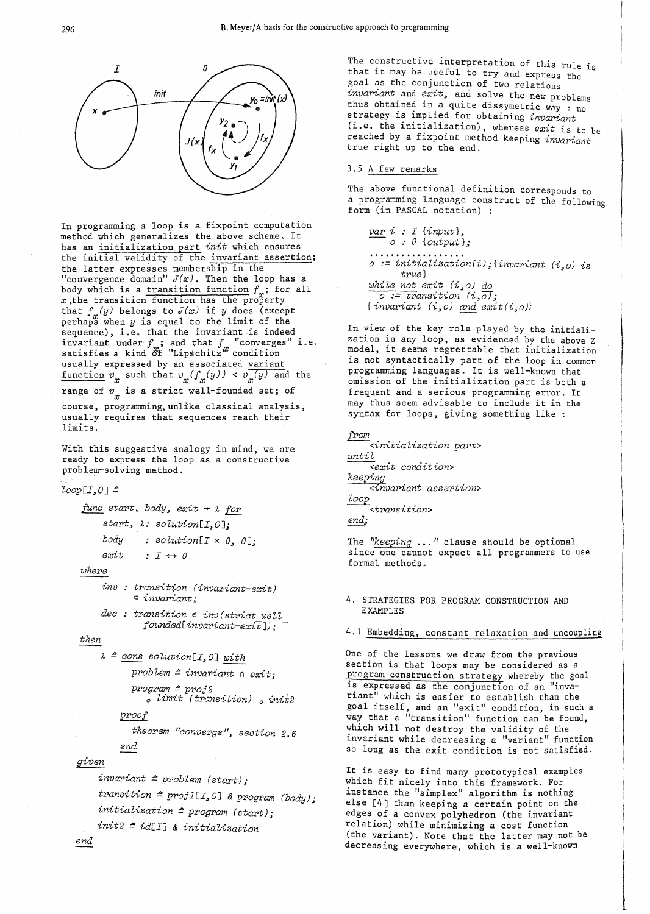In programming a loop is a fixpoint computation method which generalizes the above scheme. It has an <u>initialization part</u> *init* which ensures the initial validity of the <u>invariant assertion</u>; the latter expresses membership in the "convergence domain" $J(x)$. Then the loop has a body which is a <u>transition function</u> $f_x$; for all $x$, the transition function has the property that $f_x(y)$ belongs to $J(x)$ if $y$ does (except perhaps when $y$ is equal to the limit of the sequence), i.e. that the invariant is indeed invariant under $f_x$; and that $f_x$ "converges" i.e. satisfies a kind of "Lipschitz" condition usually expressed by an associated <u>variant function</u> $v_x$ such that $v_x(f_x(y)) < v_x(y)$ and the range of $v_x$ is a strict well-founded set; of course, programming, unlike classical analysis, usually requires that sequences reach their limits.

With this suggestive analogy in mind, we are ready to express the loop as a constructive problem-solving method.

```
loop[I,O] ≙

    func start, body, exit → ℓ for
        start, ℓ: solution[I,O];
        body    : solution[I × O, O];
        exit    : I ↔ O
    where
        inv : transition (invariant-exit)
              ⊂ invariant;
        dec : transition ∈ inv(strict well_
              founded[invariant-exit]);
    then
        ℓ ≙ cons solution[I,O] with
              problem ≙ invariant ∩ exit;
              program ≙ proj2
                  ∘ limit (transition) ∘ init2
              proof
                  theorem "converge", section 2.6
              end
    given
        invariant ≙ problem (start);
        transition ≙ proj1[I,O] & program (body);
        initialization ≙ program (start);
        init2 ≙ id[I] & initialization
    end
```

The constructive interpretation of this rule is that it may be useful to try and express the goal as the conjunction of two relations *invariant* and *exit*, and solve the new problems thus obtained in a quite dissymetric way : no strategy is implied for obtaining *invariant* (i.e. the initialization), whereas *exit* is to be reached by a fixpoint method keeping *invariant* true right up to the end.

### 3.5 A few remarks

The above functional definition corresponds to a programming language construct of the following form (in PASCAL notation) :

```
var i : I {input},
    o : O {output};
.................
o := initialization(i);{invariant (i,o) is
     true}
while not exit (i,o) do
    o := transition (i,o);
{ invariant (i,o) and exit(i,o)}
```

In view of the key role played by the initialization in any loop, as evidenced by the above Z model, it seems regrettable that initialization is not syntactically part of the loop in common programming languages. It is well-known that omission of the initialization part is both a frequent and a serious programming error. It may thus seem advisable to include it in the syntax for loops, giving something like :

```
from
    <initialization part>
until
    <exit condition>
keeping
    <invariant assertion>
loop
    <transition>
end;
```

The "*keeping* ..." clause should be optional since one cannot expect all programmers to use formal methods.

## 4. STRATEGIES FOR PROGRAM CONSTRUCTION AND EXAMPLES

### 4.1 Embedding, constant relaxation and uncoupling

One of the lessons we draw from the previous section is that loops may be considered as a <u>program construction strategy</u> whereby the goal is expressed as the conjunction of an "invariant" which is easier to establish than the goal itself, and an "exit" condition, in such a way that a "transition" function can be found, which will not destroy the validity of the invariant while decreasing a "variant" function so long as the exit condition is not satisfied.

It is easy to find many prototypical examples which fit nicely into this framework. For instance the "simplex" algorithm is nothing else [4] than keeping a certain point on the edges of a convex polyhedron (the invariant relation) while minimizing a cost function (the variant). Note that the latter may not be decreasing everywhere, which is a well-known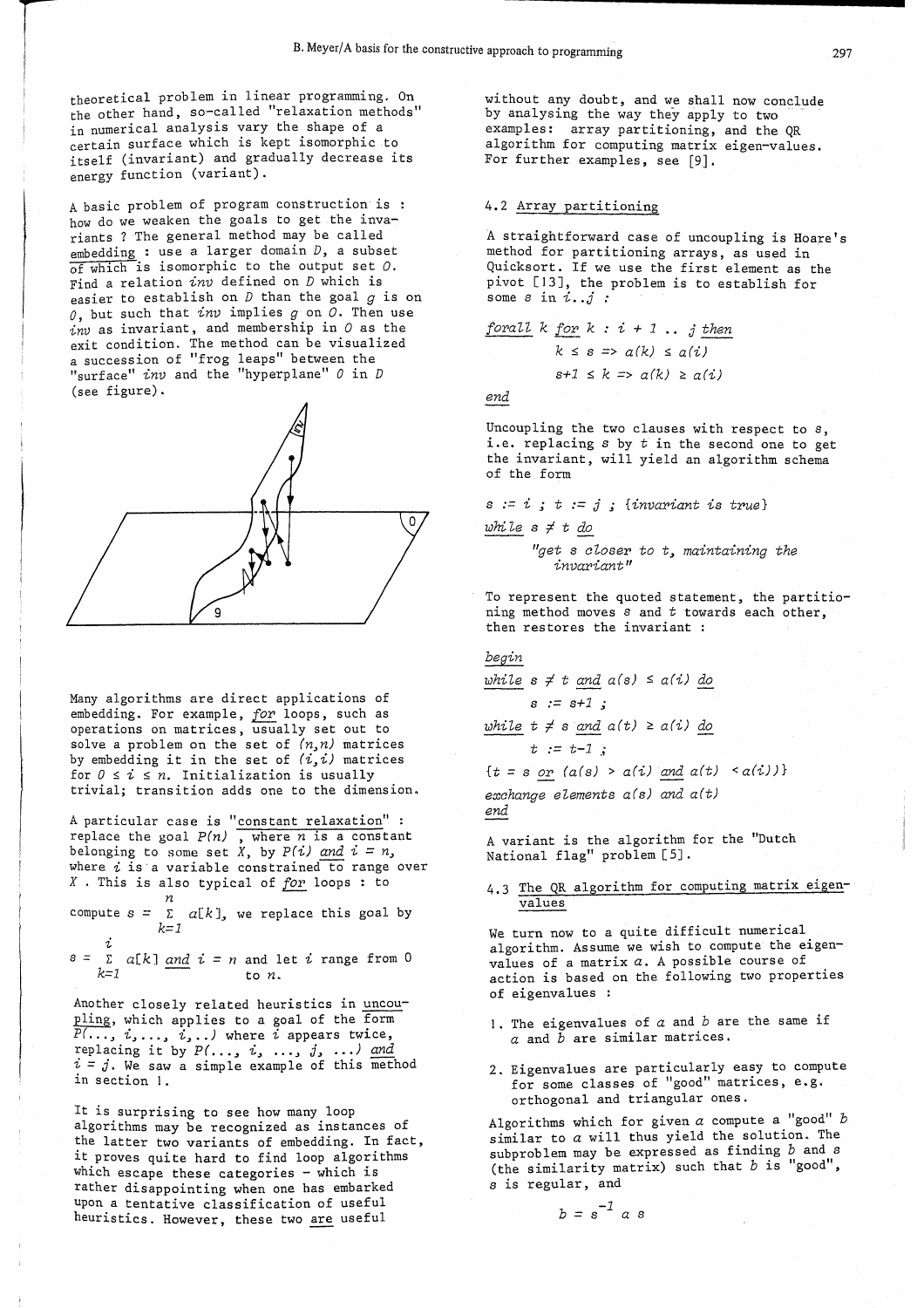theoretical problem in linear programming. On the other hand, so-called "relaxation methods" in numerical analysis vary the shape of a certain surface which is kept isomorphic to itself (invariant) and gradually decrease its energy function (variant).

A basic problem of program construction is : how do we weaken the goals to get the invariants ? The general method may be called <u>embedding</u> : use a larger domain $D$, a subset of which is isomorphic to the output set $O$. Find a relation *inv* defined on $D$ which is easier to establish on $D$ than the goal $g$ is on $O$, but such that *inv* implies $g$ on $O$. Then use *inv* as invariant, and membership in $O$ as the exit condition. The method can be visualized a succession of "frog leaps" between the "surface" *inv* and the "hyperplane" $O$ in $D$ (see figure).

Many algorithms are direct applications of embedding. For example, <u>*for*</u> loops, such as operations on matrices, usually set out to solve a problem on the set of $(n,n)$ matrices by embedding it in the set of $(i,i)$ matrices for $0 \leq i \leq n$. Initialization is usually trivial; transition adds one to the dimension.

A particular case is "<u>constant relaxation</u>" : replace the goal $P(n)$ , where $n$ is a constant belonging to some set $X$, by $P(i)$ <u>*and*</u> $i = n$, where $i$ is a variable constrained to range over $X$ . This is also typical of <u>*for*</u> loops : to compute $s = \sum_{k=1}^{n} a[k]$, we replace this goal by

$s = \sum_{k=1}^{i} a[k]$ <u>*and*</u> $i = n$ and let $i$ range from 0 to $n$.

Another closely related heuristics in <u>uncoupling</u>, which applies to a goal of the form $P(\ldots, i, \ldots, i, \ldots)$ where $i$ appears twice, replacing it by $P(\ldots, i, \ldots, j, \ldots)$ <u>*and*</u> $i = j$. We saw a simple example of this method in section 1.

It is surprising to see how many loop algorithms may be recognized as instances of the latter two variants of embedding. In fact, it proves quite hard to find loop algorithms which escape these categories - which is rather disappointing when one has embarked upon a tentative classification of useful heuristics. However, these two <u>are</u> useful without any doubt, and we shall now conclude by analysing the way they apply to two examples: array partitioning, and the QR algorithm for computing matrix eigen-values. For further examples, see [9].

## 4.2 Array partitioning

A straightforward case of uncoupling is Hoare's method for partitioning arrays, as used in Quicksort. If we use the first element as the pivot [13], the problem is to establish for some $s$ in $i..j$ :

```
forall k for k : i + 1 .. j then
        k ≤ s => a(k) ≤ a(i)
        s+1 ≤ k => a(k) ≥ a(i)
end
```

Uncoupling the two clauses with respect to $s$, i.e. replacing $s$ by $t$ in the second one to get the invariant, will yield an algorithm schema of the form

```
s := i ; t := j ; {invariant is true}
while s ≠ t do
        "get s closer to t, maintaining the
            invariant"
```

To represent the quoted statement, the partitioning method moves $s$ and $t$ towards each other, then restores the invariant :

```
begin
while s ≠ t and a(s) ≤ a(i) do
        s := s+1 ;
while t ≠ s and a(t) ≥ a(i) do
        t := t-1 ;
{t = s or (a(s) > a(i) and a(t) < a(i))}
exchange elements a(s) and a(t)
end
```

A variant is the algorithm for the "Dutch National flag" problem [5].

## 4.3 The QR algorithm for computing matrix eigen-values

We turn now to a quite difficult numerical algorithm. Assume we wish to compute the eigenvalues of a matrix $a$. A possible course of action is based on the following two properties of eigenvalues :

1. The eigenvalues of $a$ and $b$ are the same if $a$ and $b$ are similar matrices.
2. Eigenvalues are particularly easy to compute for some classes of "good" matrices, e.g. orthogonal and triangular ones.

Algorithms which for given $a$ compute a "good" $b$ similar to $a$ will thus yield the solution. The subproblem may be expressed as finding $b$ and $s$ (the similarity matrix) such that $b$ is "good", $s$ is regular, and

$$b = s^{-1} \, a \, s$$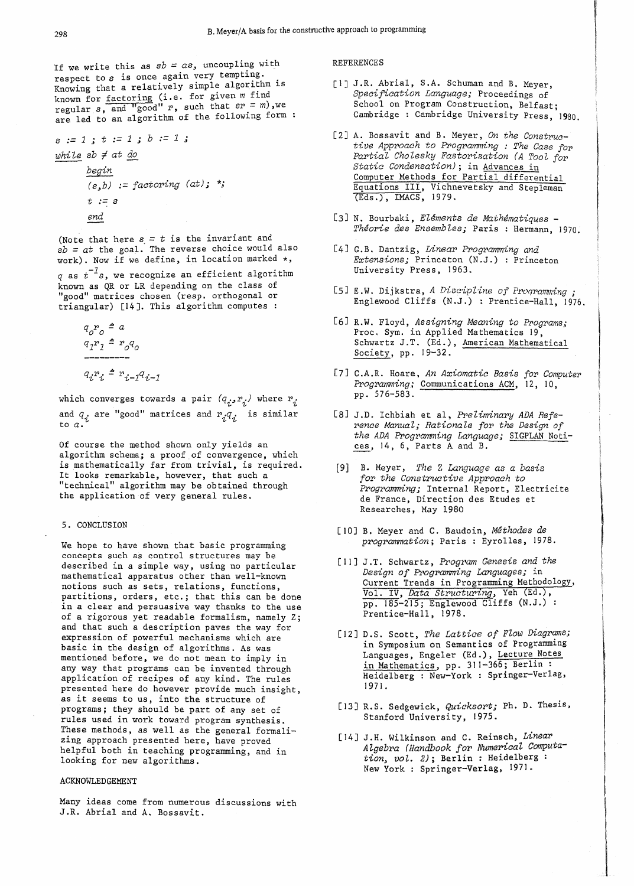If we write this as $sb = as$, uncoupling with respect to $s$ is once again very tempting. Knowing that a relatively simple algorithm is known for factoring (i.e. for given $m$ find regular $s$, and "good" $r$, such that $sr = m$), we are led to an algorithm of the following form :

```
s := 1 ; t := 1 ; b := 1 ;
while sb ≠ at do
      begin
      (s,b) := factoring (at); *;
      t := s
      end
```

(Note that here $s = t$ is the invariant and $sb = at$ the goal. The reverse choice would also work). Now if we define, in location marked *, $q$ as $t^{-1}s$, we recognize an efficient algorithm known as QR or LR depending on the class of "good" matrices chosen (resp. orthogonal or triangular) [14]. This algorithm computes :

$$q_o r_o \triangleq a$$

$$q_1 r_1 \triangleq r_o q_o$$

$$\text{--------}$$

$$q_i r_i \triangleq r_{i-1} q_{i-1}$$

which converges towards a pair $(q_i, r_i)$ where $r_i$ and $q_i$ are "good" matrices and $r_i q_i$ is similar to $a$.

Of course the method shown only yields an algorithm schema; a proof of convergence, which is mathematically far from trivial, is required. It looks remarkable, however, that such a "technical" algorithm may be obtained through the application of very general rules.

## 5. CONCLUSION

We hope to have shown that basic programming concepts such as control structures may be described in a simple way, using no particular mathematical apparatus other than well-known notions such as sets, relations, functions, partitions, orders, etc.; that this can be done in a clear and persuasive way thanks to the use of a rigorous yet readable formalism, namely Z; and that such a description paves the way for expression of powerful mechanisms which are basic in the design of algorithms. As was mentioned before, we do not mean to imply in any way that programs can be invented through application of recipes of any kind. The rules presented here do however provide much insight, as it seems to us, into the structure of programs; they should be part of any set of rules used in work toward program synthesis. These methods, as well as the general formalizing approach presented here, have proved helpful both in teaching programming, and in looking for new algorithms.

## ACKNOWLEDGEMENT

Many ideas come from numerous discussions with J.R. Abrial and A. Bossavit.

## REFERENCES

[1] J.R. Abrial, S.A. Schuman and B. Meyer, *Specification Language;* Proceedings of School on Program Construction, Belfast; Cambridge : Cambridge University Press, 1980.

[2] A. Bossavit and B. Meyer, *On the Constructive Approach to Programming : The Case for Partial Cholesky Fastorization (A Tool for Static Condensation)*; in Advances in Computer Methods for Partial differential Equations III, Vichnevetsky and Stepleman (Eds.), IMACS, 1979.

[3] N. Bourbaki, *Eléments de Mathématiques - Théorie des Ensembles;* Paris : Hermann, 1970.

[4] G.B. Dantzig, *Linear Programming and Extensions;* Princeton (N.J.) : Princeton University Press, 1963.

[5] E.W. Dijkstra, *A Discipline of Programming ;* Englewood Cliffs (N.J.) : Prentice-Hall, 1976.

[6] R.W. Floyd, *Assigning Meaning to Programs;* Proc. Sym. in Applied Mathematics 19, Schwartz J.T. (Ed.), American Mathematical Society, pp. 19-32.

[7] C.A.R. Hoare, *An Axiomatic Basis for Computer Programming;* Communications ACM, 12, 10, pp. 576-583.

[8] J.D. Ichbiah et al, *Preliminary ADA Reference Manual; Rationale for the Design of the ADA Programming Language;* SIGPLAN Notices, 14, 6, Parts A and B.

[9] B. Meyer, *The Z Language as a basis for the Constructive Approach to Programming;* Internal Report, Electricite de France, Direction des Etudes et Researches, May 1980

[10] B. Meyer and C. Baudoin, *Méthodes de programmation*; Paris : Eyrolles, 1978.

[11] J.T. Schwartz, *Program Genesis and the Design of Programming Languages;* in Current Trends in Programming Methodology, Vol. IV, *Data Structuring*, Yeh (Ed.), pp. 185-215; Englewood Cliffs (N.J.) : Prentice-Hall, 1978.

[12] D.S. Scott, *The Lattice of Flow Diagrams;* in Symposium on Semantics of Programming Languages, Engeler (Ed.), Lecture Notes in Mathematics, pp. 311-366; Berlin : Heidelberg : New-York : Springer-Verlag, 1971.

[13] R.S. Sedgewick, *Quicksort;* Ph. D. Thesis, Stanford University, 1975.

[14] J.H. Wilkinson and C. Reinsch, *Linear Algebra (Handbook for Numerical Computation, vol. 2)*; Berlin : Heidelberg : New York : Springer-Verlag, 1971.